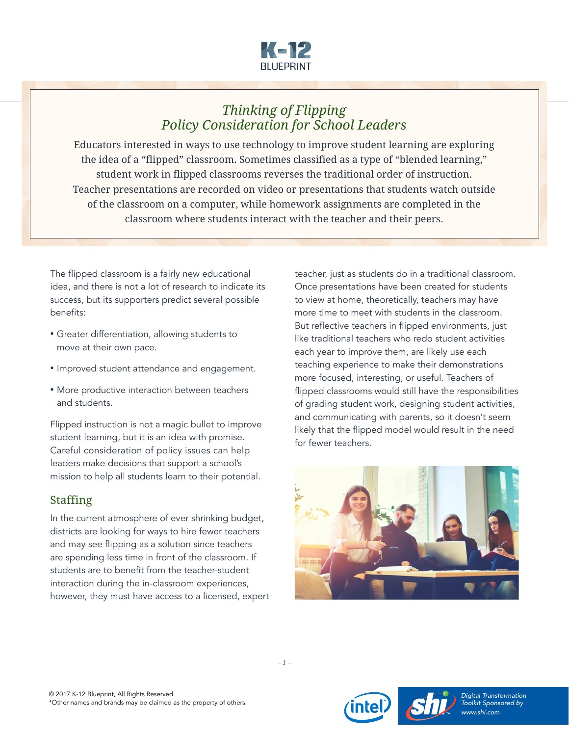K-12 BLUEPRINT

# *Thinking of Flipping*
# *Policy Consideration for School Leaders*

Educators interested in ways to use technology to improve student learning are exploring the idea of a "flipped" classroom. Sometimes classified as a type of "blended learning," student work in flipped classrooms reverses the traditional order of instruction. Teacher presentations are recorded on video or presentations that students watch outside of the classroom on a computer, while homework assignments are completed in the classroom where students interact with the teacher and their peers.

The flipped classroom is a fairly new educational idea, and there is not a lot of research to indicate its success, but its supporters predict several possible benefits:

- Greater differentiation, allowing students to move at their own pace.
- Improved student attendance and engagement.
- More productive interaction between teachers and students.

Flipped instruction is not a magic bullet to improve student learning, but it is an idea with promise. Careful consideration of policy issues can help leaders make decisions that support a school's mission to help all students learn to their potential.

## Staffing

In the current atmosphere of ever shrinking budget, districts are looking for ways to hire fewer teachers and may see flipping as a solution since teachers are spending less time in front of the classroom. If students are to benefit from the teacher-student interaction during the in-classroom experiences, however, they must have access to a licensed, expert teacher, just as students do in a traditional classroom. Once presentations have been created for students to view at home, theoretically, teachers may have more time to meet with students in the classroom. But reflective teachers in flipped environments, just like traditional teachers who redo student activities each year to improve them, are likely use each teaching experience to make their demonstrations more focused, interesting, or useful. Teachers of flipped classrooms would still have the responsibilities of grading student work, designing student activities, and communicating with parents, so it doesn't seem likely that the flipped model would result in the need for fewer teachers.

© 2017 K-12 Blueprint, All Rights Reserved.
*Other names and brands may be claimed as the property of others.

*Digital Transformation Toolkit Sponsored by www.shi.com*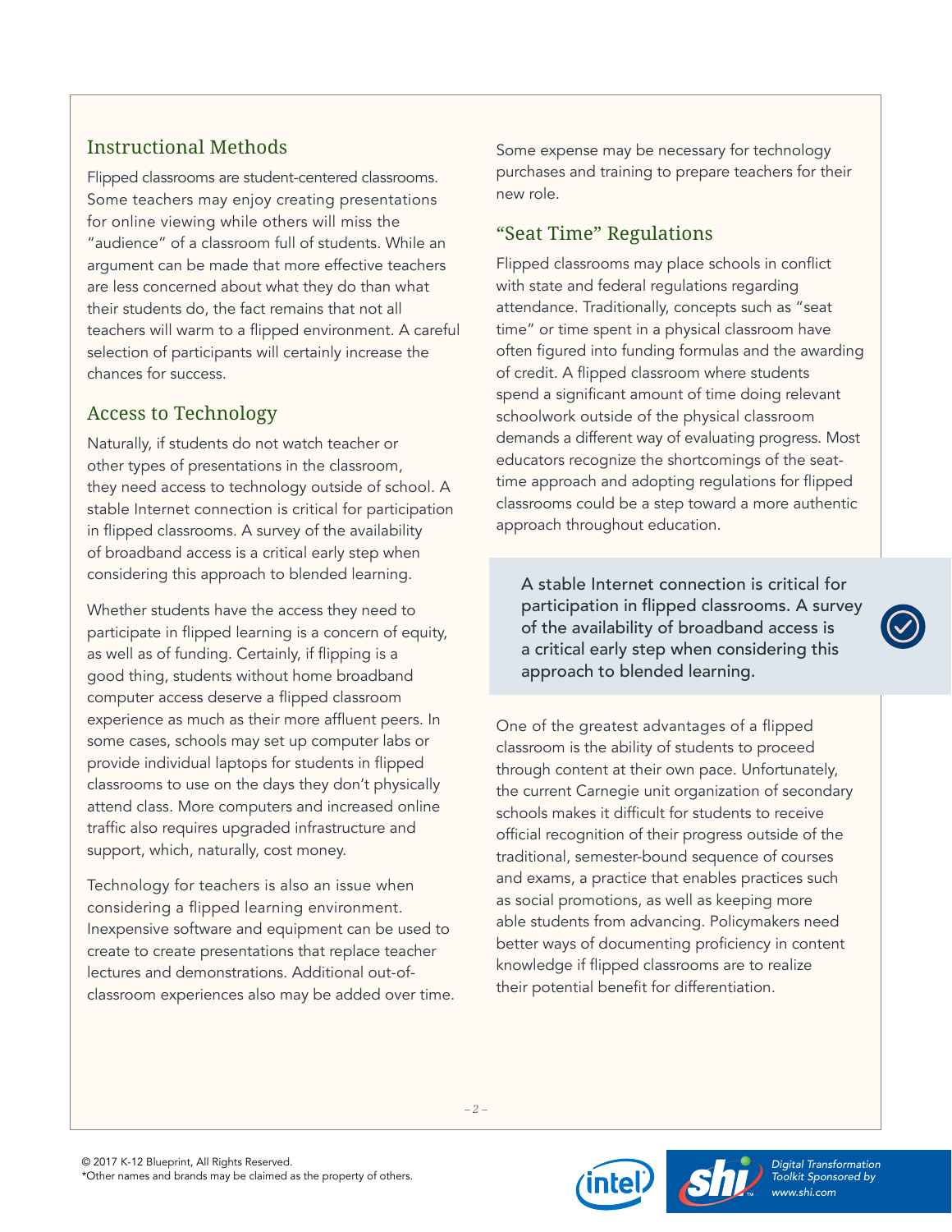## Instructional Methods

Flipped classrooms are student-centered classrooms. Some teachers may enjoy creating presentations for online viewing while others will miss the "audience" of a classroom full of students. While an argument can be made that more effective teachers are less concerned about what they do than what their students do, the fact remains that not all teachers will warm to a flipped environment. A careful selection of participants will certainly increase the chances for success.

## Access to Technology

Naturally, if students do not watch teacher or other types of presentations in the classroom, they need access to technology outside of school. A stable Internet connection is critical for participation in flipped classrooms. A survey of the availability of broadband access is a critical early step when considering this approach to blended learning.

Whether students have the access they need to participate in flipped learning is a concern of equity, as well as of funding. Certainly, if flipping is a good thing, students without home broadband computer access deserve a flipped classroom experience as much as their more affluent peers. In some cases, schools may set up computer labs or provide individual laptops for students in flipped classrooms to use on the days they don't physically attend class. More computers and increased online traffic also requires upgraded infrastructure and support, which, naturally, cost money.

Technology for teachers is also an issue when considering a flipped learning environment. Inexpensive software and equipment can be used to create to create presentations that replace teacher lectures and demonstrations. Additional out-of-classroom experiences also may be added over time. Some expense may be necessary for technology purchases and training to prepare teachers for their new role.

## "Seat Time" Regulations

Flipped classrooms may place schools in conflict with state and federal regulations regarding attendance. Traditionally, concepts such as "seat time" or time spent in a physical classroom have often figured into funding formulas and the awarding of credit. A flipped classroom where students spend a significant amount of time doing relevant schoolwork outside of the physical classroom demands a different way of evaluating progress. Most educators recognize the shortcomings of the seat-time approach and adopting regulations for flipped classrooms could be a step toward a more authentic approach throughout education.

> A stable Internet connection is critical for participation in flipped classrooms. A survey of the availability of broadband access is a critical early step when considering this approach to blended learning.

One of the greatest advantages of a flipped classroom is the ability of students to proceed through content at their own pace. Unfortunately, the current Carnegie unit organization of secondary schools makes it difficult for students to receive official recognition of their progress outside of the traditional, semester-bound sequence of courses and exams, a practice that enables practices such as social promotions, as well as keeping more able students from advancing. Policymakers need better ways of documenting proficiency in content knowledge if flipped classrooms are to realize their potential benefit for differentiation.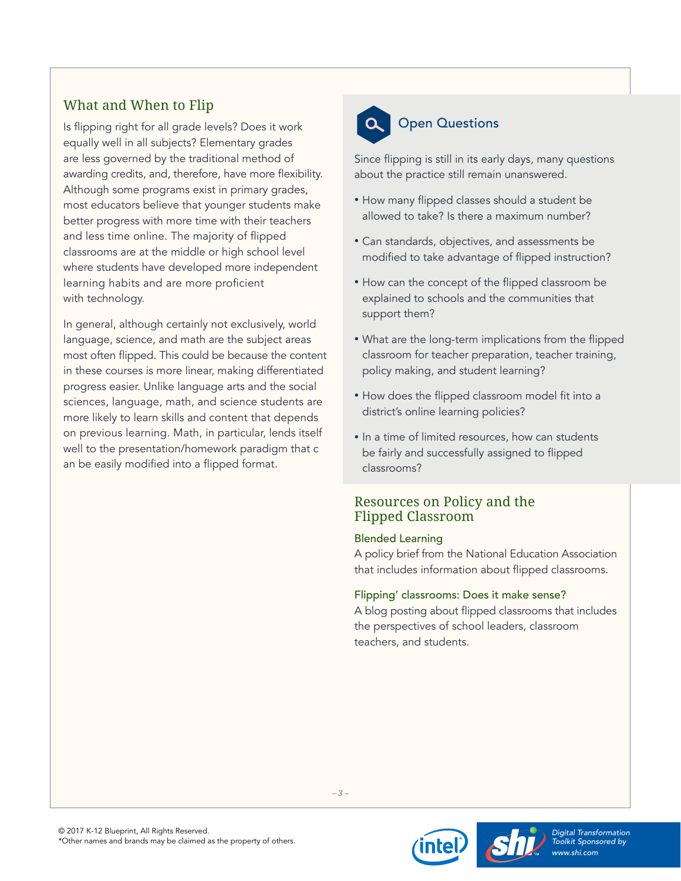## What and When to Flip

Is flipping right for all grade levels? Does it work equally well in all subjects? Elementary grades are less governed by the traditional method of awarding credits, and, therefore, have more flexibility. Although some programs exist in primary grades, most educators believe that younger students make better progress with more time with their teachers and less time online. The majority of flipped classrooms are at the middle or high school level where students have developed more independent learning habits and are more proficient with technology.

In general, although certainly not exclusively, world language, science, and math are the subject areas most often flipped. This could be because the content in these courses is more linear, making differentiated progress easier. Unlike language arts and the social sciences, language, math, and science students are more likely to learn skills and content that depends on previous learning. Math, in particular, lends itself well to the presentation/homework paradigm that c an be easily modified into a flipped format.

## Open Questions

Since flipping is still in its early days, many questions about the practice still remain unanswered.

- How many flipped classes should a student be allowed to take? Is there a maximum number?
- Can standards, objectives, and assessments be modified to take advantage of flipped instruction?
- How can the concept of the flipped classroom be explained to schools and the communities that support them?
- What are the long-term implications from the flipped classroom for teacher preparation, teacher training, policy making, and student learning?
- How does the flipped classroom model fit into a district's online learning policies?
- In a time of limited resources, how can students be fairly and successfully assigned to flipped classrooms?

## Resources on Policy and the Flipped Classroom

**Blended Learning**
A policy brief from the National Education Association that includes information about flipped classrooms.

**Flipping' classrooms: Does it make sense?**
A blog posting about flipped classrooms that includes the perspectives of school leaders, classroom teachers, and students.

© 2017 K-12 Blueprint, All Rights Reserved.
*Other names and brands may be claimed as the property of others.

*Digital Transformation Toolkit Sponsored by www.shi.com*